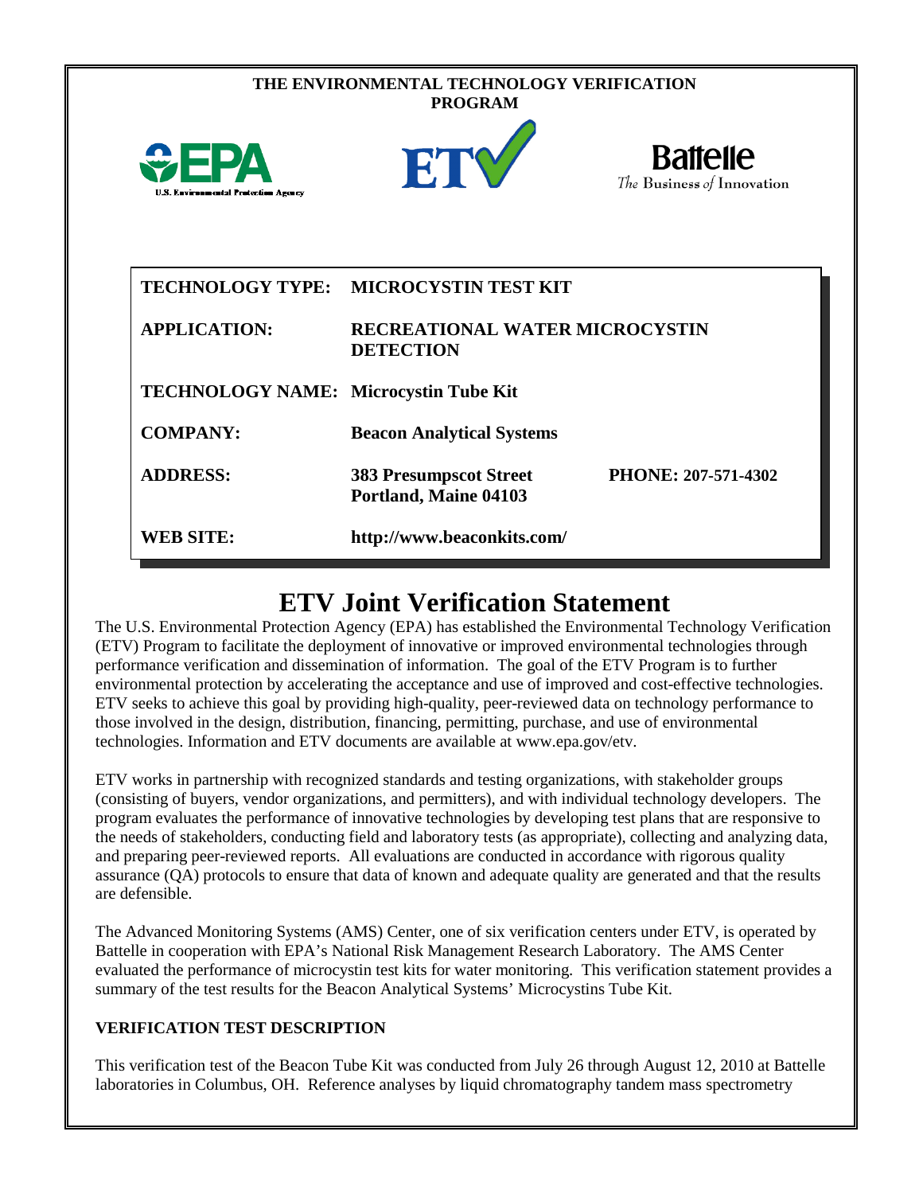THE ENVIRONMENTAL TECHNOLOGY VERIFICATION PROGRAM

U.S. Environmental Protection Agency

ETV

Battelle
*The Business of Innovation*

| | | |
|---|---|---|
| **TECHNOLOGY TYPE:** | **MICROCYSTIN TEST KIT** | |
| **APPLICATION:** | **RECREATIONAL WATER MICROCYSTIN DETECTION** | |
| **TECHNOLOGY NAME:** | **Microcystin Tube Kit** | |
| **COMPANY:** | **Beacon Analytical Systems** | |
| **ADDRESS:** | **383 Presumpscot Street Portland, Maine 04103** | **PHONE: 207-571-4302** |
| **WEB SITE:** | **http://www.beaconkits.com/** | |

# ETV Joint Verification Statement

The U.S. Environmental Protection Agency (EPA) has established the Environmental Technology Verification (ETV) Program to facilitate the deployment of innovative or improved environmental technologies through performance verification and dissemination of information. The goal of the ETV Program is to further environmental protection by accelerating the acceptance and use of improved and cost-effective technologies. ETV seeks to achieve this goal by providing high-quality, peer-reviewed data on technology performance to those involved in the design, distribution, financing, permitting, purchase, and use of environmental technologies. Information and ETV documents are available at www.epa.gov/etv.

ETV works in partnership with recognized standards and testing organizations, with stakeholder groups (consisting of buyers, vendor organizations, and permitters), and with individual technology developers. The program evaluates the performance of innovative technologies by developing test plans that are responsive to the needs of stakeholders, conducting field and laboratory tests (as appropriate), collecting and analyzing data, and preparing peer-reviewed reports. All evaluations are conducted in accordance with rigorous quality assurance (QA) protocols to ensure that data of known and adequate quality are generated and that the results are defensible.

The Advanced Monitoring Systems (AMS) Center, one of six verification centers under ETV, is operated by Battelle in cooperation with EPA's National Risk Management Research Laboratory. The AMS Center evaluated the performance of microcystin test kits for water monitoring. This verification statement provides a summary of the test results for the Beacon Analytical Systems' Microcystins Tube Kit.

## VERIFICATION TEST DESCRIPTION

This verification test of the Beacon Tube Kit was conducted from July 26 through August 12, 2010 at Battelle laboratories in Columbus, OH. Reference analyses by liquid chromatography tandem mass spectrometry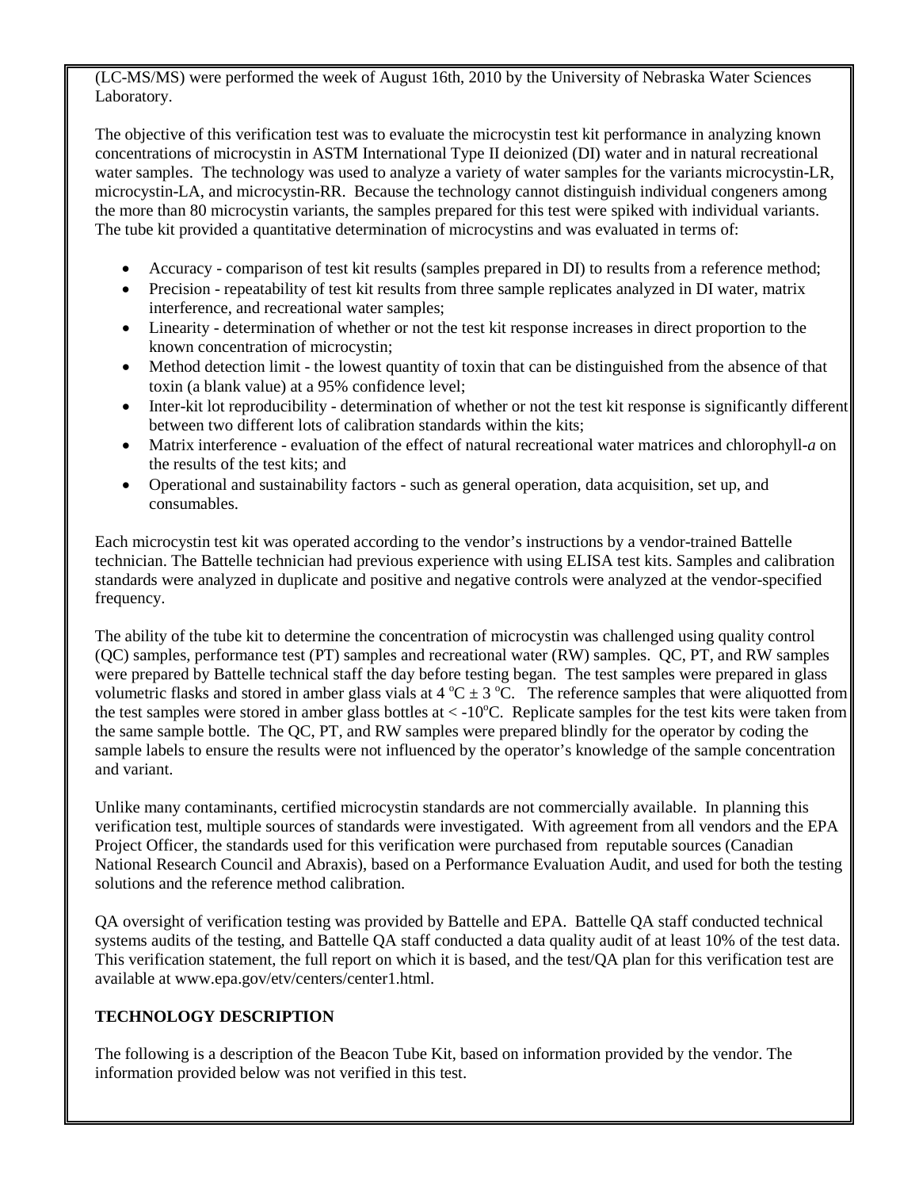(LC-MS/MS) were performed the week of August 16th, 2010 by the University of Nebraska Water Sciences Laboratory.

The objective of this verification test was to evaluate the microcystin test kit performance in analyzing known concentrations of microcystin in ASTM International Type II deionized (DI) water and in natural recreational water samples. The technology was used to analyze a variety of water samples for the variants microcystin-LR, microcystin-LA, and microcystin-RR. Because the technology cannot distinguish individual congeners among the more than 80 microcystin variants, the samples prepared for this test were spiked with individual variants. The tube kit provided a quantitative determination of microcystins and was evaluated in terms of:

- Accuracy - comparison of test kit results (samples prepared in DI) to results from a reference method;
- Precision - repeatability of test kit results from three sample replicates analyzed in DI water, matrix interference, and recreational water samples;
- Linearity - determination of whether or not the test kit response increases in direct proportion to the known concentration of microcystin;
- Method detection limit - the lowest quantity of toxin that can be distinguished from the absence of that toxin (a blank value) at a 95% confidence level;
- Inter-kit lot reproducibility - determination of whether or not the test kit response is significantly different between two different lots of calibration standards within the kits;
- Matrix interference - evaluation of the effect of natural recreational water matrices and chlorophyll-*a* on the results of the test kits; and
- Operational and sustainability factors - such as general operation, data acquisition, set up, and consumables.

Each microcystin test kit was operated according to the vendor's instructions by a vendor-trained Battelle technician. The Battelle technician had previous experience with using ELISA test kits. Samples and calibration standards were analyzed in duplicate and positive and negative controls were analyzed at the vendor-specified frequency.

The ability of the tube kit to determine the concentration of microcystin was challenged using quality control (QC) samples, performance test (PT) samples and recreational water (RW) samples. QC, PT, and RW samples were prepared by Battelle technical staff the day before testing began. The test samples were prepared in glass volumetric flasks and stored in amber glass vials at $4\,^{o}C \pm 3\,^{o}C$. The reference samples that were aliquotted from the test samples were stored in amber glass bottles at $< -10^{o}C$. Replicate samples for the test kits were taken from the same sample bottle. The QC, PT, and RW samples were prepared blindly for the operator by coding the sample labels to ensure the results were not influenced by the operator's knowledge of the sample concentration and variant.

Unlike many contaminants, certified microcystin standards are not commercially available. In planning this verification test, multiple sources of standards were investigated. With agreement from all vendors and the EPA Project Officer, the standards used for this verification were purchased from reputable sources (Canadian National Research Council and Abraxis), based on a Performance Evaluation Audit, and used for both the testing solutions and the reference method calibration.

QA oversight of verification testing was provided by Battelle and EPA. Battelle QA staff conducted technical systems audits of the testing, and Battelle QA staff conducted a data quality audit of at least 10% of the test data. This verification statement, the full report on which it is based, and the test/QA plan for this verification test are available at www.epa.gov/etv/centers/center1.html.

## TECHNOLOGY DESCRIPTION

The following is a description of the Beacon Tube Kit, based on information provided by the vendor. The information provided below was not verified in this test.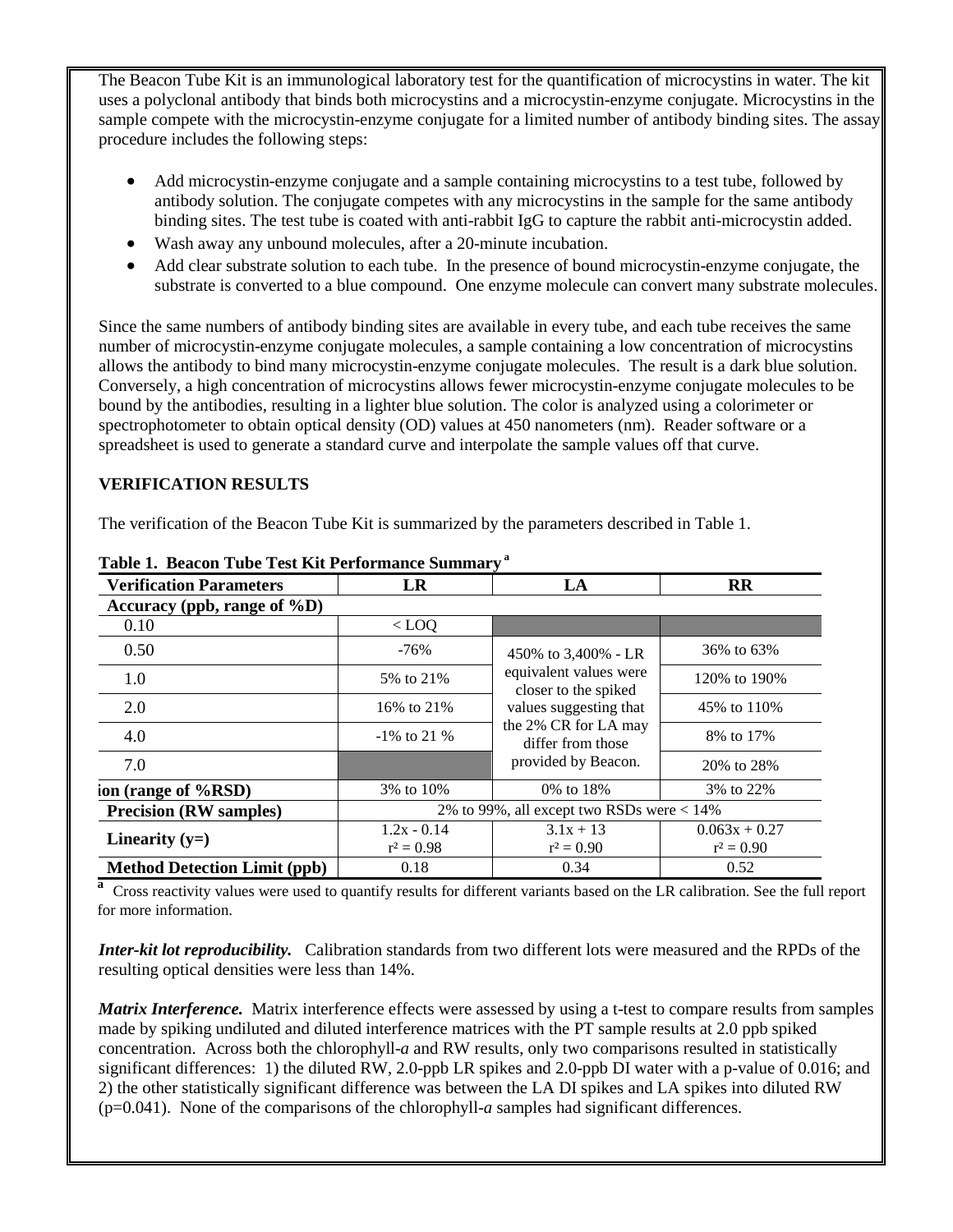The Beacon Tube Kit is an immunological laboratory test for the quantification of microcystins in water. The kit uses a polyclonal antibody that binds both microcystins and a microcystin-enzyme conjugate. Microcystins in the sample compete with the microcystin-enzyme conjugate for a limited number of antibody binding sites. The assay procedure includes the following steps:

- Add microcystin-enzyme conjugate and a sample containing microcystins to a test tube, followed by antibody solution. The conjugate competes with any microcystins in the sample for the same antibody binding sites. The test tube is coated with anti-rabbit IgG to capture the rabbit anti-microcystin added.
- Wash away any unbound molecules, after a 20-minute incubation.
- Add clear substrate solution to each tube. In the presence of bound microcystin-enzyme conjugate, the substrate is converted to a blue compound. One enzyme molecule can convert many substrate molecules.

Since the same numbers of antibody binding sites are available in every tube, and each tube receives the same number of microcystin-enzyme conjugate molecules, a sample containing a low concentration of microcystins allows the antibody to bind many microcystin-enzyme conjugate molecules. The result is a dark blue solution. Conversely, a high concentration of microcystins allows fewer microcystin-enzyme conjugate molecules to be bound by the antibodies, resulting in a lighter blue solution. The color is analyzed using a colorimeter or spectrophotometer to obtain optical density (OD) values at 450 nanometers (nm). Reader software or a spreadsheet is used to generate a standard curve and interpolate the sample values off that curve.

## VERIFICATION RESULTS

The verification of the Beacon Tube Kit is summarized by the parameters described in Table 1.

**Table 1. Beacon Tube Test Kit Performance Summary [a]**

| Verification Parameters | LR | LA | RR |
|---|---|---|---|
| **Accuracy (ppb, range of %D)** | | | |
| 0.10 | < LOQ | | |
| 0.50 | -76% | 450% to 3,400% - LR equivalent values were closer to the spiked values suggesting that the 2% CR for LA may differ from those provided by Beacon. | 36% to 63% |
| 1.0 | 5% to 21% | | 120% to 190% |
| 2.0 | 16% to 21% | | 45% to 110% |
| 4.0 | -1% to 21 % | | 8% to 17% |
| 7.0 | | | 20% to 28% |
| **ion (range of %RSD)** | 3% to 10% | 0% to 18% | 3% to 22% |
| **Precision (RW samples)** | 2% to 99%, all except two RSDs were < 14% | | |
| **Linearity (y=)** | $1.2x - 0.14$<br>$r^2 = 0.98$ | $3.1x + 13$<br>$r^2 = 0.90$ | $0.063x + 0.27$<br>$r^2 = 0.90$ |
| **Method Detection Limit (ppb)** | 0.18 | 0.34 | 0.52 |

[a] Cross reactivity values were used to quantify results for different variants based on the LR calibration. See the full report for more information.

***Inter-kit lot reproducibility.*** Calibration standards from two different lots were measured and the RPDs of the resulting optical densities were less than 14%.

***Matrix Interference.*** Matrix interference effects were assessed by using a t-test to compare results from samples made by spiking undiluted and diluted interference matrices with the PT sample results at 2.0 ppb spiked concentration. Across both the chlorophyll-*a* and RW results, only two comparisons resulted in statistically significant differences: 1) the diluted RW, 2.0-ppb LR spikes and 2.0-ppb DI water with a p-value of 0.016; and 2) the other statistically significant difference was between the LA DI spikes and LA spikes into diluted RW ($p=0.041$). None of the comparisons of the chlorophyll-*a* samples had significant differences.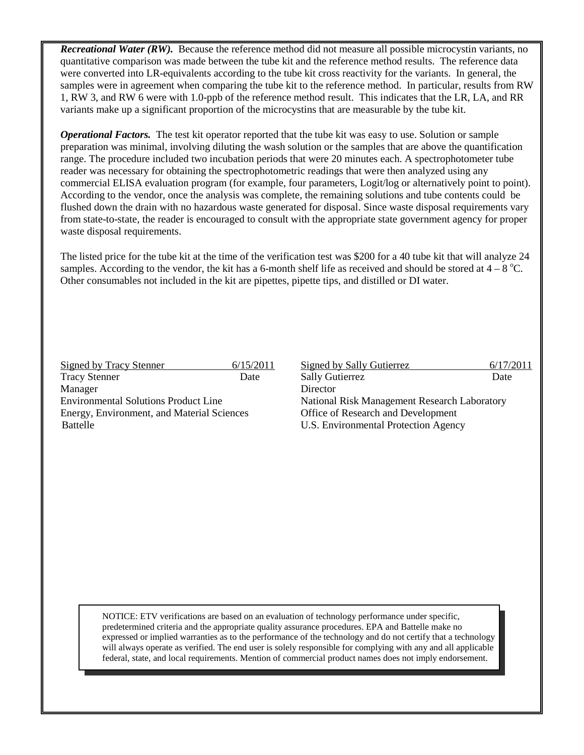***Recreational Water (RW).*** Because the reference method did not measure all possible microcystin variants, no quantitative comparison was made between the tube kit and the reference method results. The reference data were converted into LR-equivalents according to the tube kit cross reactivity for the variants. In general, the samples were in agreement when comparing the tube kit to the reference method. In particular, results from RW 1, RW 3, and RW 6 were with 1.0-ppb of the reference method result. This indicates that the LR, LA, and RR variants make up a significant proportion of the microcystins that are measurable by the tube kit.

***Operational Factors.*** The test kit operator reported that the tube kit was easy to use. Solution or sample preparation was minimal, involving diluting the wash solution or the samples that are above the quantification range. The procedure included two incubation periods that were 20 minutes each. A spectrophotometer tube reader was necessary for obtaining the spectrophotometric readings that were then analyzed using any commercial ELISA evaluation program (for example, four parameters, Logit/log or alternatively point to point). According to the vendor, once the analysis was complete, the remaining solutions and tube contents could be flushed down the drain with no hazardous waste generated for disposal. Since waste disposal requirements vary from state-to-state, the reader is encouraged to consult with the appropriate state government agency for proper waste disposal requirements.

The listed price for the tube kit at the time of the verification test was $200 for a 40 tube kit that will analyze 24 samples. According to the vendor, the kit has a 6-month shelf life as received and should be stored at $4 – 8\ ^{o}C$. Other consumables not included in the kit are pipettes, pipette tips, and distilled or DI water.

Signed by Tracy Stenner 6/15/2011
Tracy Stenner Date
Manager
Environmental Solutions Product Line
Energy, Environment, and Material Sciences
Battelle

Signed by Sally Gutierrez 6/17/2011
Sally Gutierrez Date
Director
National Risk Management Research Laboratory
Office of Research and Development
U.S. Environmental Protection Agency

NOTICE: ETV verifications are based on an evaluation of technology performance under specific, predetermined criteria and the appropriate quality assurance procedures. EPA and Battelle make no expressed or implied warranties as to the performance of the technology and do not certify that a technology will always operate as verified. The end user is solely responsible for complying with any and all applicable federal, state, and local requirements. Mention of commercial product names does not imply endorsement.